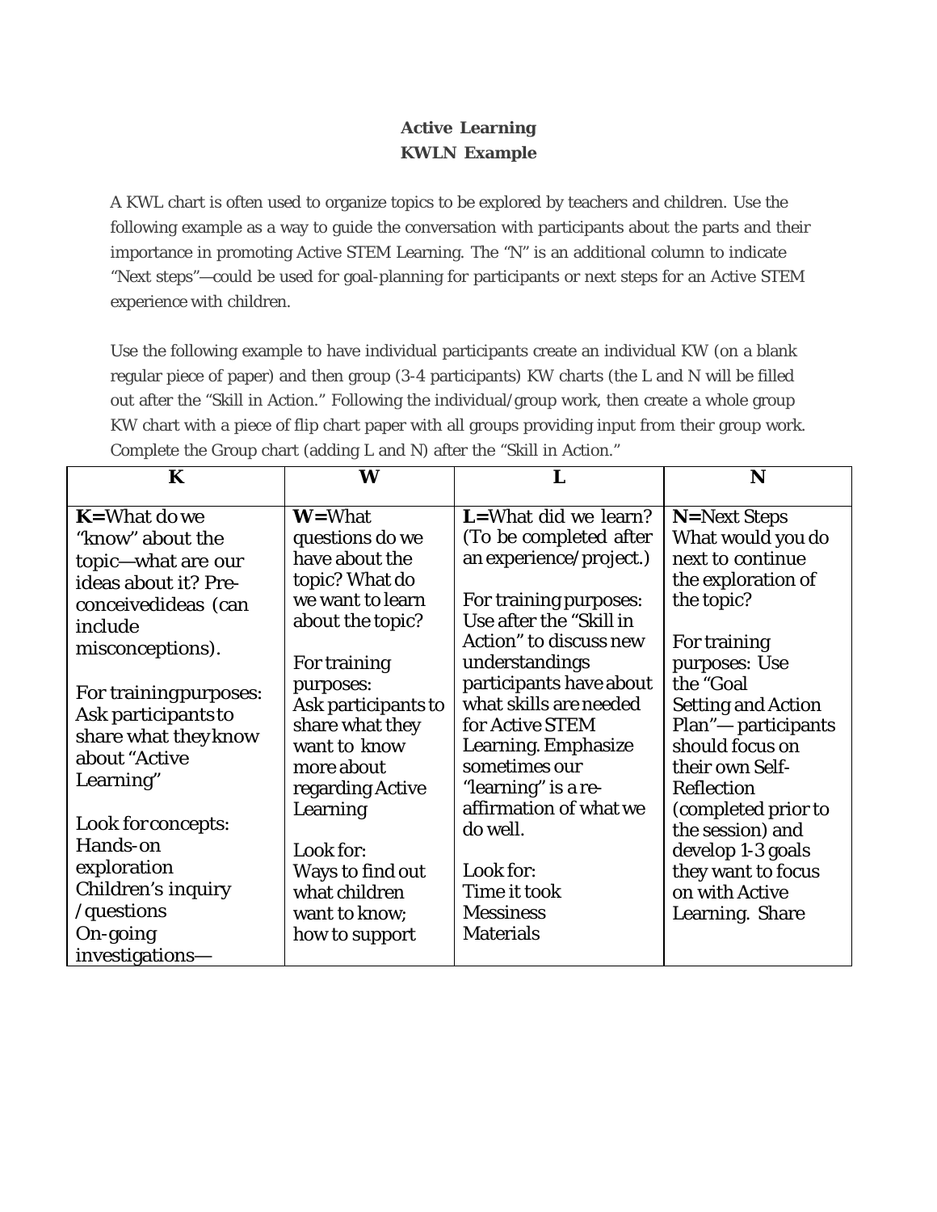**Active Learning**
**KWLN Example**

A KWL chart is often used to organize topics to be explored by teachers and children. Use the following example as a way to guide the conversation with participants about the parts and their importance in promoting Active STEM Learning. The "N" is an additional column to indicate "Next steps"—could be used for goal-planning for participants or next steps for an Active STEM experience with children.

Use the following example to have individual participants create an individual KW (on a blank regular piece of paper) and then group (3-4 participants) KW charts (the L and N will be filled out after the "Skill in Action." Following the individual/group work, then create a whole group KW chart with a piece of flip chart paper with all groups providing input from their group work. Complete the Group chart (adding L and N) after the "Skill in Action."

| K | W | L | N |
|---|---|---|---|
| **K=**What do we "know" about the topic—what are our ideas about it? Pre-conceivedideas (can include misconceptions).<br><br>For trainingpurposes: Ask participants to share what theyknow about "Active Learning"<br><br>Look forconcepts: Hands-on exploration Children's inquiry /questions On-going investigations— | **W=**What questions do we have about the topic? What do we want to learn about the topic?<br><br>For training purposes: Ask participants to share what they want to know more about regarding Active Learning<br><br>Look for: Ways to find out what children want to know; how to support | **L=**What did we learn? (To be completed after an experience/project.)<br><br>For training purposes: Use after the "Skill in Action" to discuss new understandings participants have about what skills are needed for Active STEM Learning. Emphasize sometimes our "learning" is a re-affirmation of what we do well.<br><br>Look for: Time it took Messiness Materials | **N=**Next Steps What would you do next to continue the exploration of the topic?<br><br>For training purposes: Use the "Goal Setting and Action Plan"— participants should focus on their own Self-Reflection (completed prior to the session) and develop 1-3 goals they want to focus on with Active Learning. Share |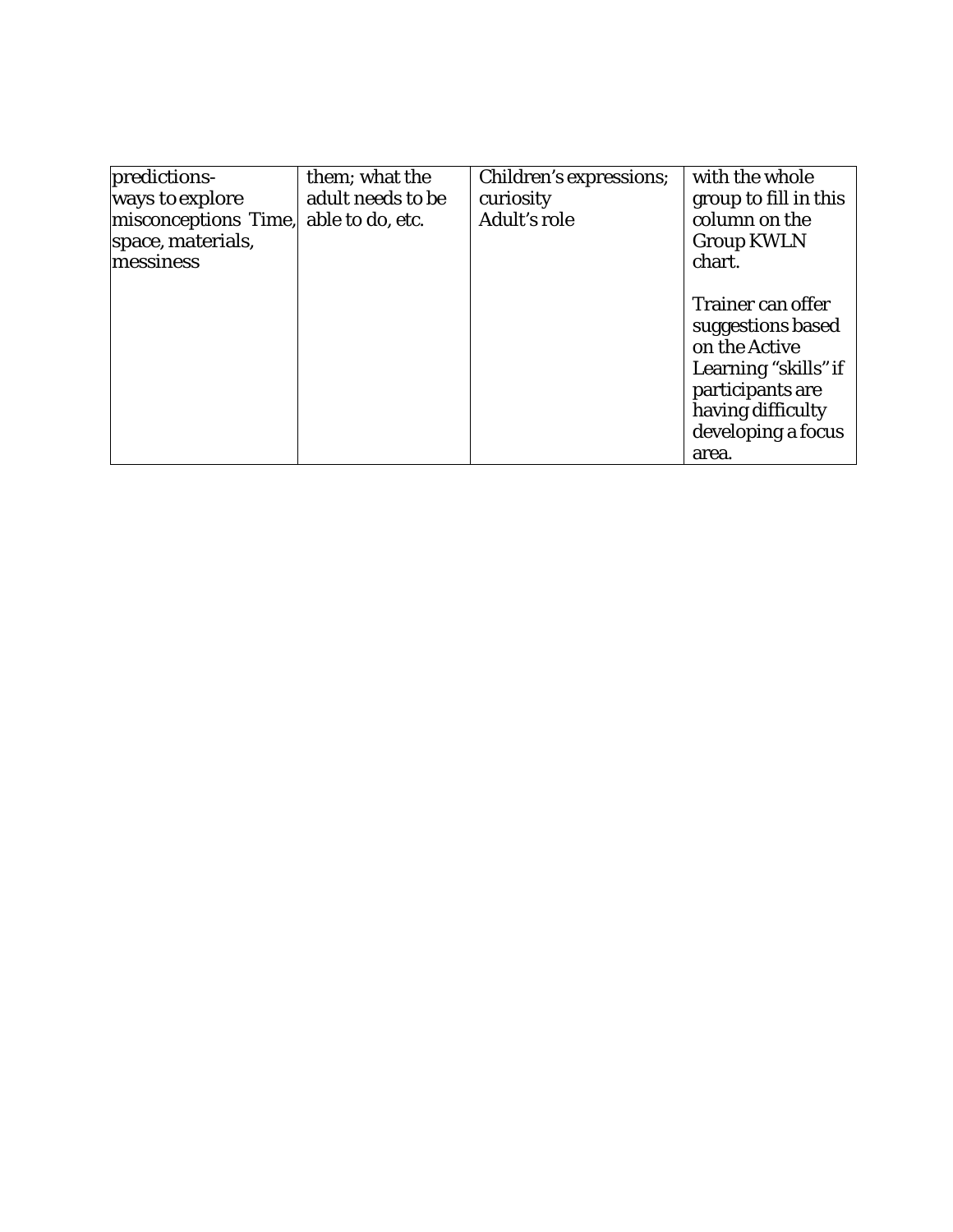| | | | |
|---|---|---|---|
| predictions-<br>ways to explore<br>misconceptions Time, space, materials, messiness | them; what the adult needs to be able to do, etc. | Children's expressions; curiosity<br>Adult's role | with the whole group to fill in this column on the Group KWLN chart.<br><br>Trainer can offer suggestions based on the Active Learning "skills" if participants are having difficulty developing a focus area. |